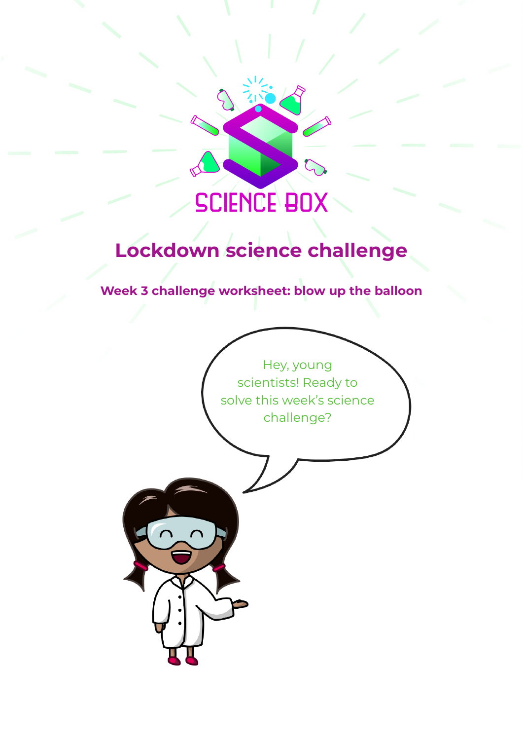SCIENCE BOX

# Lockdown science challenge

## Week 3 challenge worksheet: blow up the balloon

Hey, young scientists! Ready to solve this week's science challenge?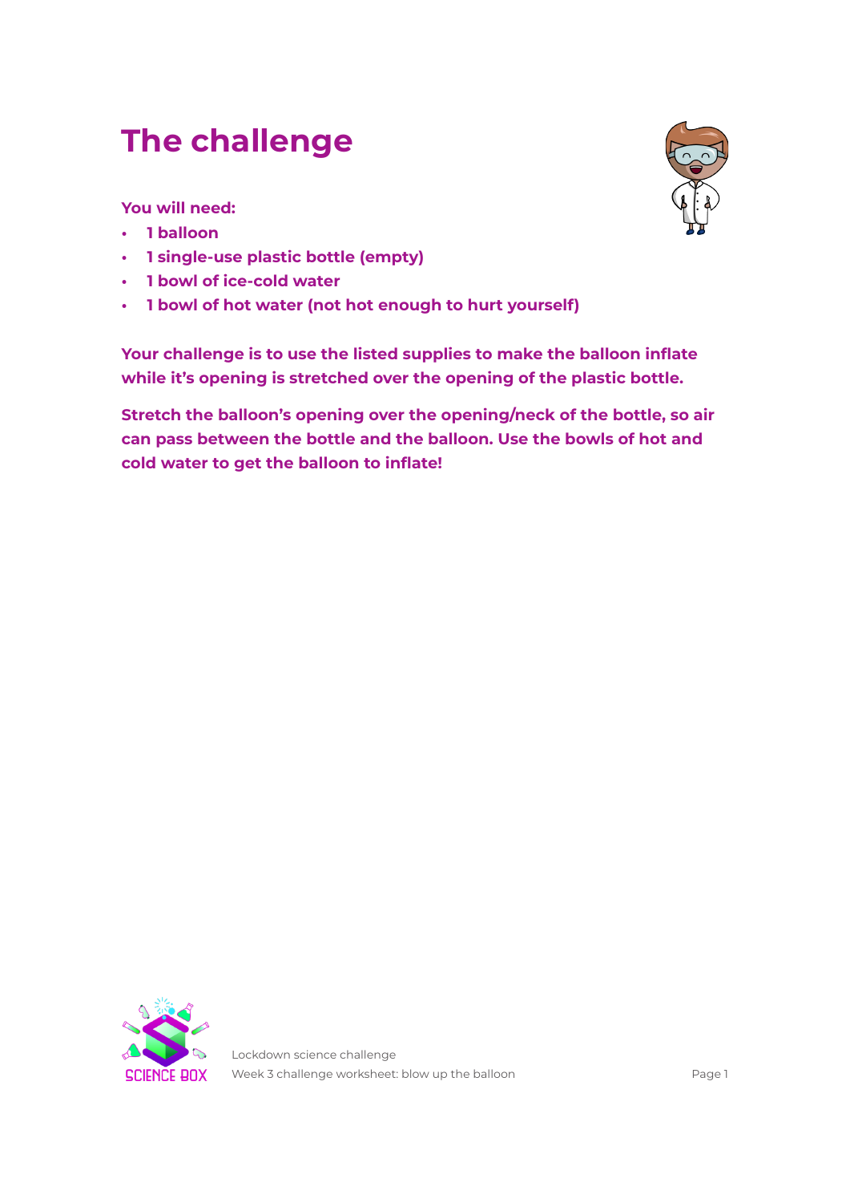# The challenge

**You will need:**

- **1 balloon**
- **1 single-use plastic bottle (empty)**
- **1 bowl of ice-cold water**
- **1 bowl of hot water (not hot enough to hurt yourself)**

**Your challenge is to use the listed supplies to make the balloon inflate while it's opening is stretched over the opening of the plastic bottle.**

**Stretch the balloon's opening over the opening/neck of the bottle, so air can pass between the bottle and the balloon. Use the bowls of hot and cold water to get the balloon to inflate!**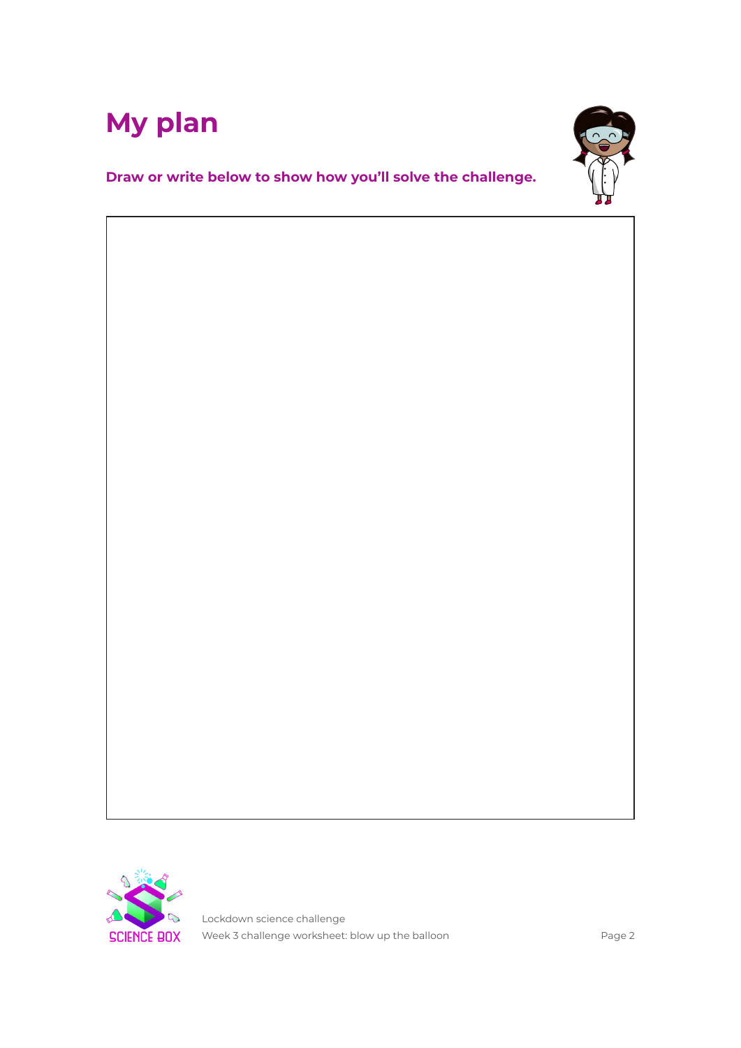# My plan

**Draw or write below to show how you'll solve the challenge.**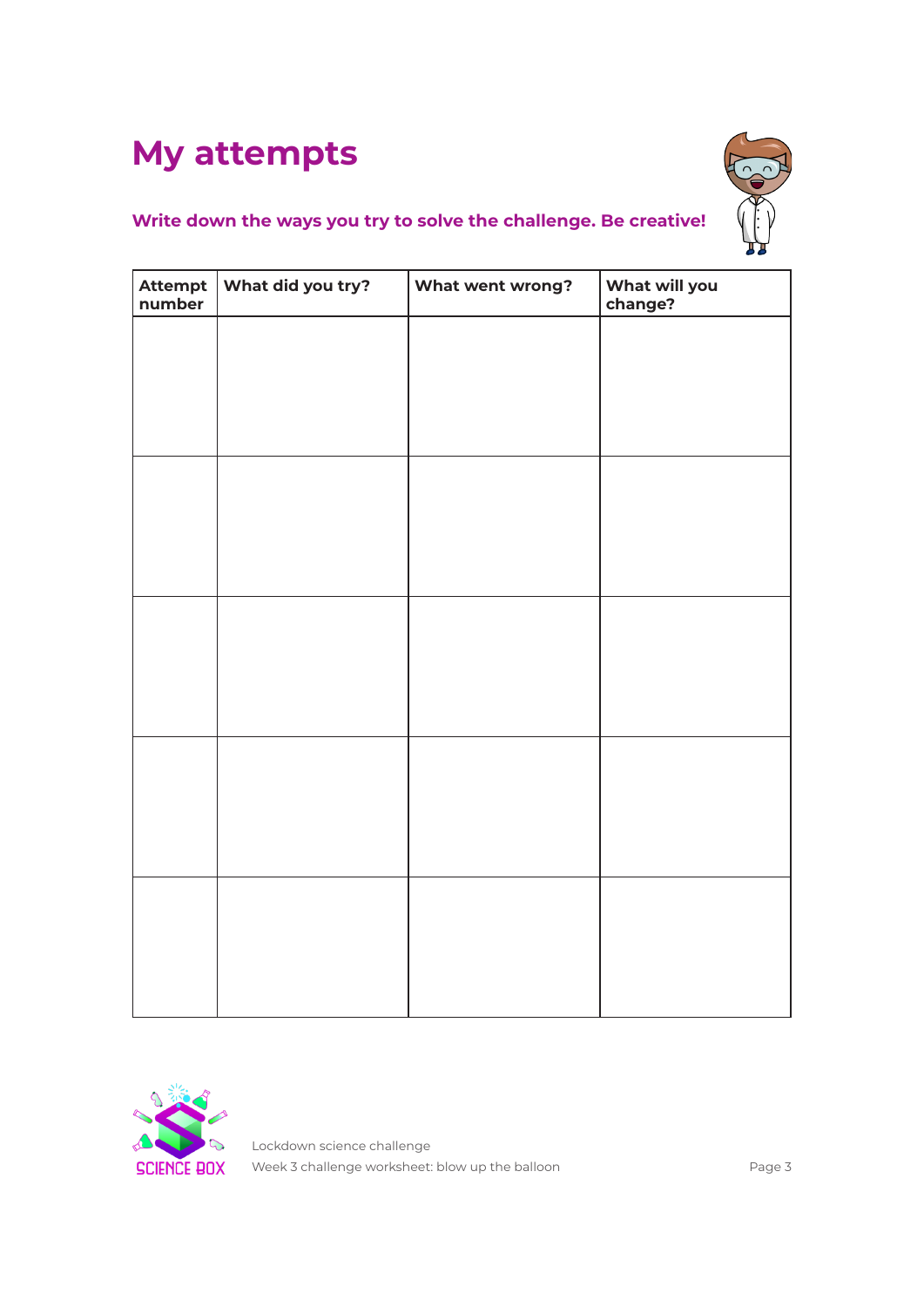# My attempts

**Write down the ways you try to solve the challenge. Be creative!**

| Attempt number | What did you try? | What went wrong? | What will you change? |
|---|---|---|---|
| | | | |
| | | | |
| | | | |
| | | | |
| | | | |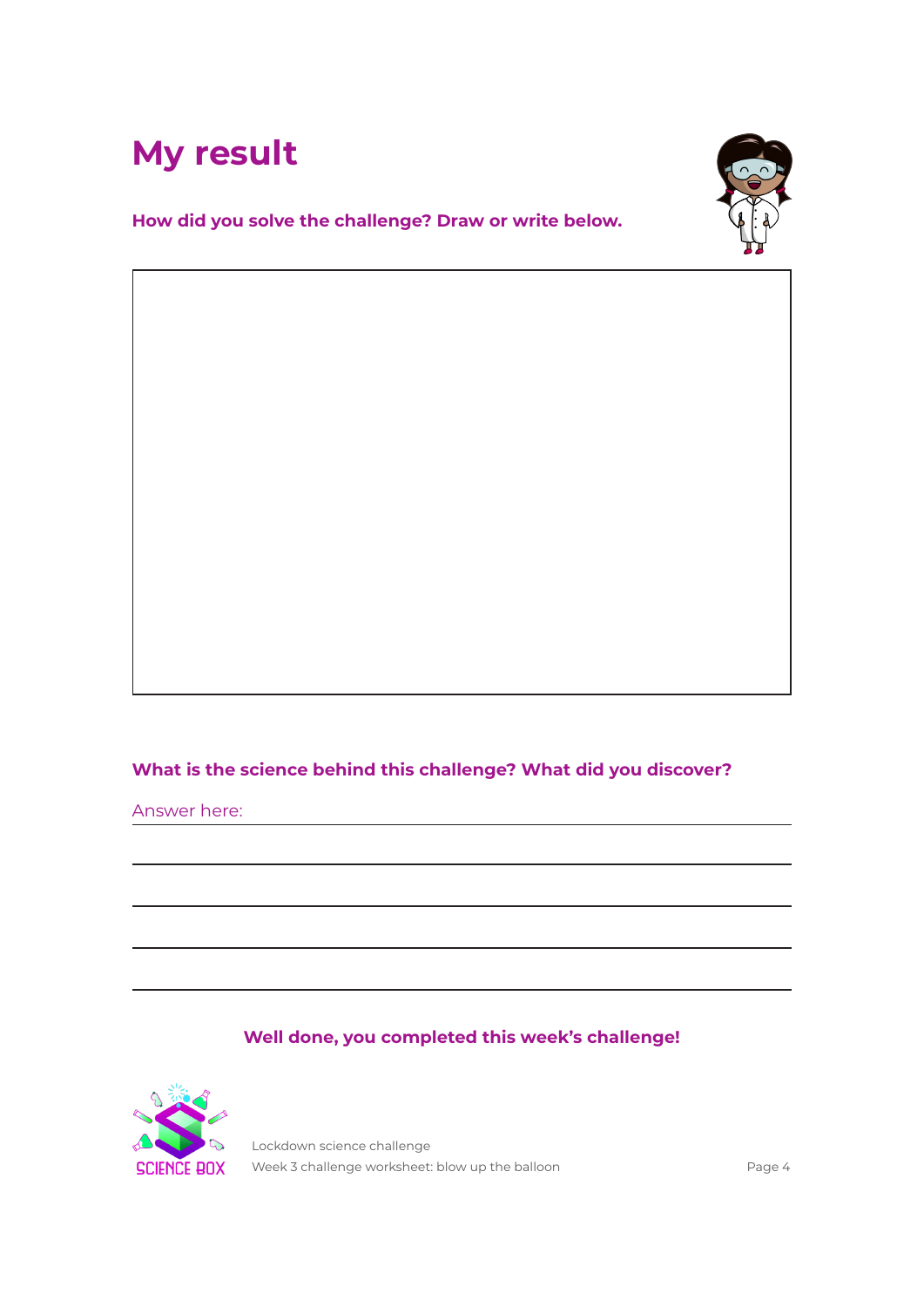# My result

**How did you solve the challenge? Draw or write below.**

**What is the science behind this challenge? What did you discover?**

Answer here:

**Well done, you completed this week's challenge!**